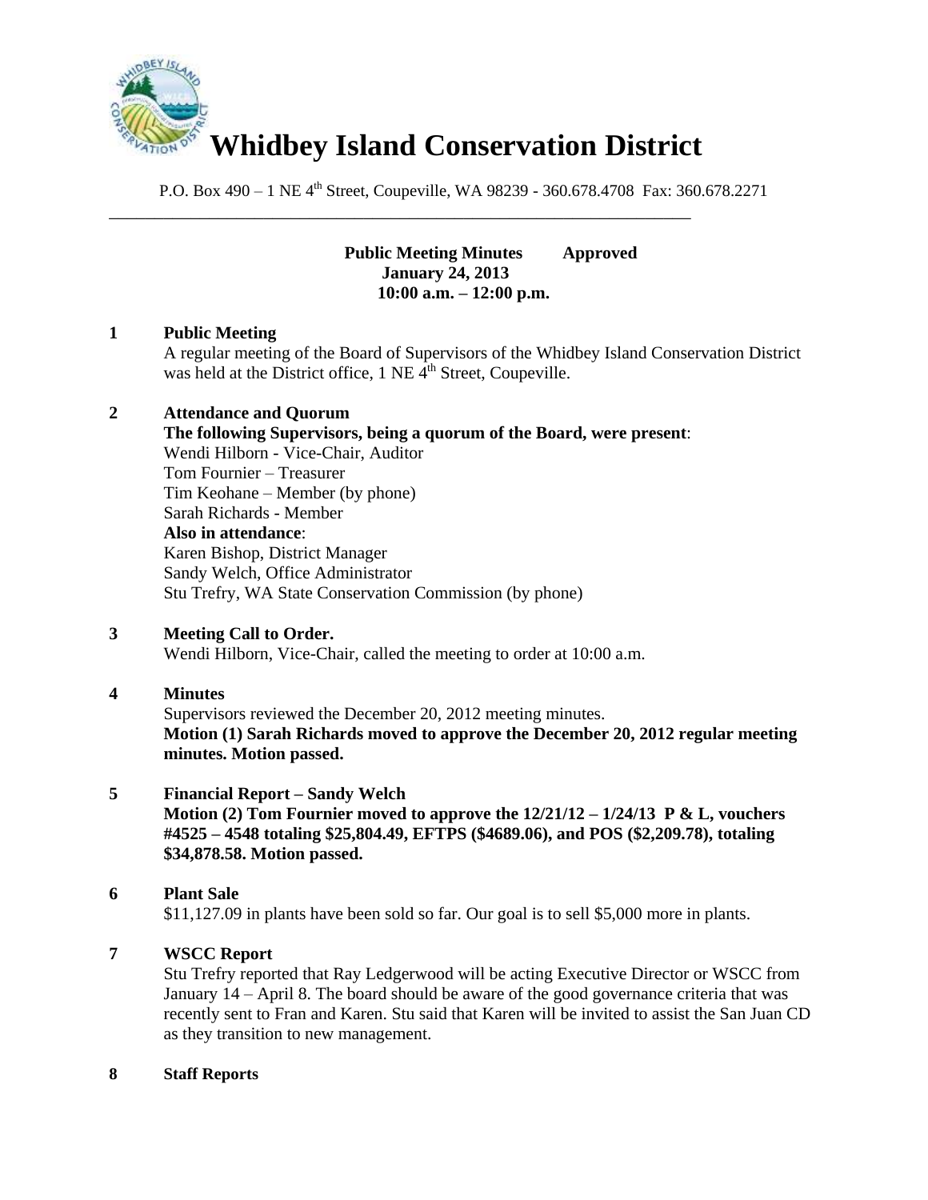# Whidbey Island Conservation District

P.O. Box 490 – 1 NE 4th Street, Coupeville, WA 98239 - 360.678.4708 Fax: 360.678.2271

---

**Public Meeting Minutes Approved**
**January 24, 2013**
**10:00 a.m. – 12:00 p.m.**

**1 Public Meeting**

A regular meeting of the Board of Supervisors of the Whidbey Island Conservation District was held at the District office, 1 NE 4th Street, Coupeville.

**2 Attendance and Quorum**

**The following Supervisors, being a quorum of the Board, were present**:
Wendi Hilborn - Vice-Chair, Auditor
Tom Fournier – Treasurer
Tim Keohane – Member (by phone)
Sarah Richards - Member
**Also in attendance**:
Karen Bishop, District Manager
Sandy Welch, Office Administrator
Stu Trefry, WA State Conservation Commission (by phone)

**3 Meeting Call to Order.**

Wendi Hilborn, Vice-Chair, called the meeting to order at 10:00 a.m.

**4 Minutes**

Supervisors reviewed the December 20, 2012 meeting minutes.
**Motion (1) Sarah Richards moved to approve the December 20, 2012 regular meeting minutes. Motion passed.**

**5 Financial Report – Sandy Welch**

**Motion (2) Tom Fournier moved to approve the 12/21/12 – 1/24/13 P & L, vouchers #4525 – 4548 totaling $25,804.49, EFTPS ($4689.06), and POS ($2,209.78), totaling $34,878.58. Motion passed.**

**6 Plant Sale**

$11,127.09 in plants have been sold so far. Our goal is to sell $5,000 more in plants.

**7 WSCC Report**

Stu Trefry reported that Ray Ledgerwood will be acting Executive Director or WSCC from January 14 – April 8. The board should be aware of the good governance criteria that was recently sent to Fran and Karen. Stu said that Karen will be invited to assist the San Juan CD as they transition to new management.

**8 Staff Reports**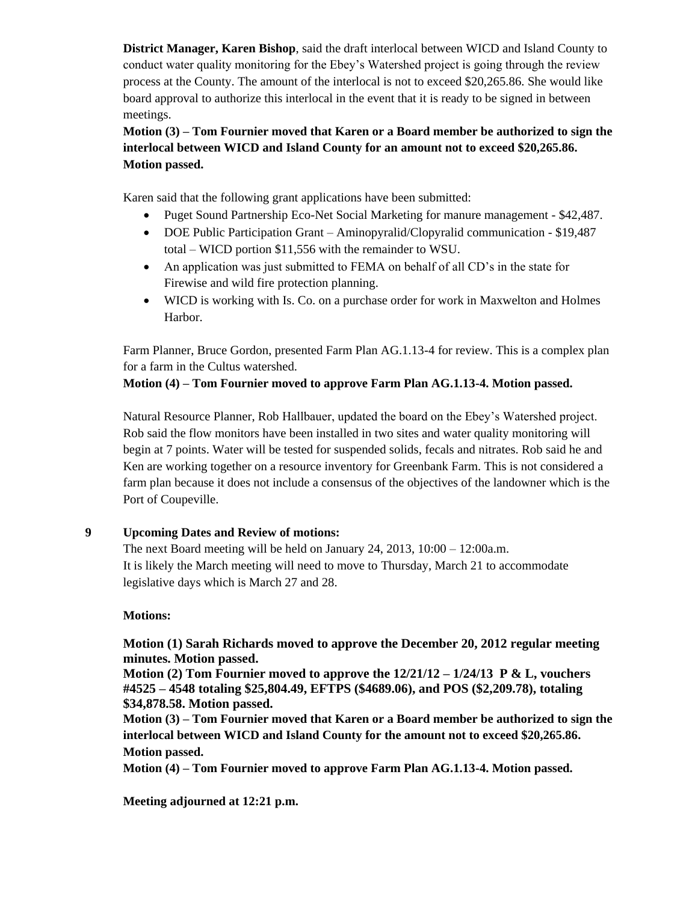**District Manager, Karen Bishop**, said the draft interlocal between WICD and Island County to conduct water quality monitoring for the Ebey's Watershed project is going through the review process at the County. The amount of the interlocal is not to exceed $20,265.86. She would like board approval to authorize this interlocal in the event that it is ready to be signed in between meetings.

**Motion (3) – Tom Fournier moved that Karen or a Board member be authorized to sign the interlocal between WICD and Island County for an amount not to exceed $20,265.86. Motion passed.**

Karen said that the following grant applications have been submitted:

- Puget Sound Partnership Eco-Net Social Marketing for manure management - $42,487.
- DOE Public Participation Grant – Aminopyralid/Clopyralid communication - $19,487 total – WICD portion $11,556 with the remainder to WSU.
- An application was just submitted to FEMA on behalf of all CD's in the state for Firewise and wild fire protection planning.
- WICD is working with Is. Co. on a purchase order for work in Maxwelton and Holmes Harbor.

Farm Planner, Bruce Gordon, presented Farm Plan AG.1.13-4 for review. This is a complex plan for a farm in the Cultus watershed.

**Motion (4) – Tom Fournier moved to approve Farm Plan AG.1.13-4. Motion passed.**

Natural Resource Planner, Rob Hallbauer, updated the board on the Ebey's Watershed project. Rob said the flow monitors have been installed in two sites and water quality monitoring will begin at 7 points. Water will be tested for suspended solids, fecals and nitrates. Rob said he and Ken are working together on a resource inventory for Greenbank Farm. This is not considered a farm plan because it does not include a consensus of the objectives of the landowner which is the Port of Coupeville.

**9 Upcoming Dates and Review of motions:**

The next Board meeting will be held on January 24, 2013, 10:00 – 12:00a.m.
It is likely the March meeting will need to move to Thursday, March 21 to accommodate legislative days which is March 27 and 28.

**Motions:**

**Motion (1) Sarah Richards moved to approve the December 20, 2012 regular meeting minutes. Motion passed.**
**Motion (2) Tom Fournier moved to approve the 12/21/12 – 1/24/13 P & L, vouchers #4525 – 4548 totaling $25,804.49, EFTPS ($4689.06), and POS ($2,209.78), totaling $34,878.58. Motion passed.**
**Motion (3) – Tom Fournier moved that Karen or a Board member be authorized to sign the interlocal between WICD and Island County for the amount not to exceed $20,265.86. Motion passed.**
**Motion (4) – Tom Fournier moved to approve Farm Plan AG.1.13-4. Motion passed.**

**Meeting adjourned at 12:21 p.m.**